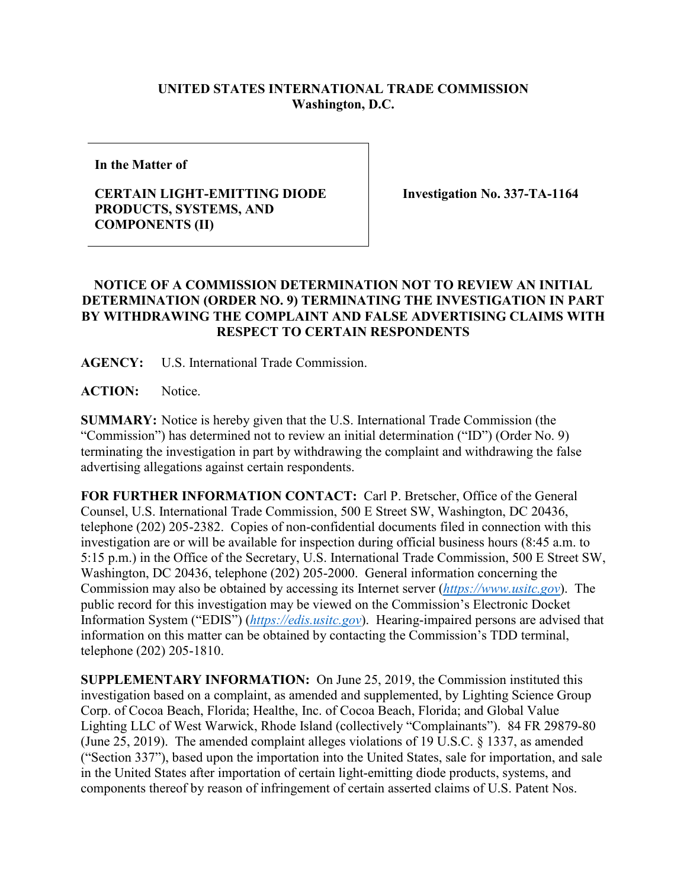**UNITED STATES INTERNATIONAL TRADE COMMISSION**
**Washington, D.C.**

| **In the Matter of** **CERTAIN LIGHT-EMITTING DIODE PRODUCTS, SYSTEMS, AND COMPONENTS (II)** | **Investigation No. 337-TA-1164** |
|---|---|

## NOTICE OF A COMMISSION DETERMINATION NOT TO REVIEW AN INITIAL DETERMINATION (ORDER NO. 9) TERMINATING THE INVESTIGATION IN PART BY WITHDRAWING THE COMPLAINT AND FALSE ADVERTISING CLAIMS WITH RESPECT TO CERTAIN RESPONDENTS

**AGENCY:** U.S. International Trade Commission.

**ACTION:** Notice.

**SUMMARY:** Notice is hereby given that the U.S. International Trade Commission (the "Commission") has determined not to review an initial determination ("ID") (Order No. 9) terminating the investigation in part by withdrawing the complaint and withdrawing the false advertising allegations against certain respondents.

**FOR FURTHER INFORMATION CONTACT:** Carl P. Bretscher, Office of the General Counsel, U.S. International Trade Commission, 500 E Street SW, Washington, DC 20436, telephone (202) 205-2382. Copies of non-confidential documents filed in connection with this investigation are or will be available for inspection during official business hours (8:45 a.m. to 5:15 p.m.) in the Office of the Secretary, U.S. International Trade Commission, 500 E Street SW, Washington, DC 20436, telephone (202) 205-2000. General information concerning the Commission may also be obtained by accessing its Internet server (*https://www.usitc.gov*). The public record for this investigation may be viewed on the Commission's Electronic Docket Information System ("EDIS") (*https://edis.usitc.gov*). Hearing-impaired persons are advised that information on this matter can be obtained by contacting the Commission's TDD terminal, telephone (202) 205-1810.

**SUPPLEMENTARY INFORMATION:** On June 25, 2019, the Commission instituted this investigation based on a complaint, as amended and supplemented, by Lighting Science Group Corp. of Cocoa Beach, Florida; Healthe, Inc. of Cocoa Beach, Florida; and Global Value Lighting LLC of West Warwick, Rhode Island (collectively "Complainants"). 84 FR 29879-80 (June 25, 2019). The amended complaint alleges violations of 19 U.S.C. § 1337, as amended ("Section 337"), based upon the importation into the United States, sale for importation, and sale in the United States after importation of certain light-emitting diode products, systems, and components thereof by reason of infringement of certain asserted claims of U.S. Patent Nos.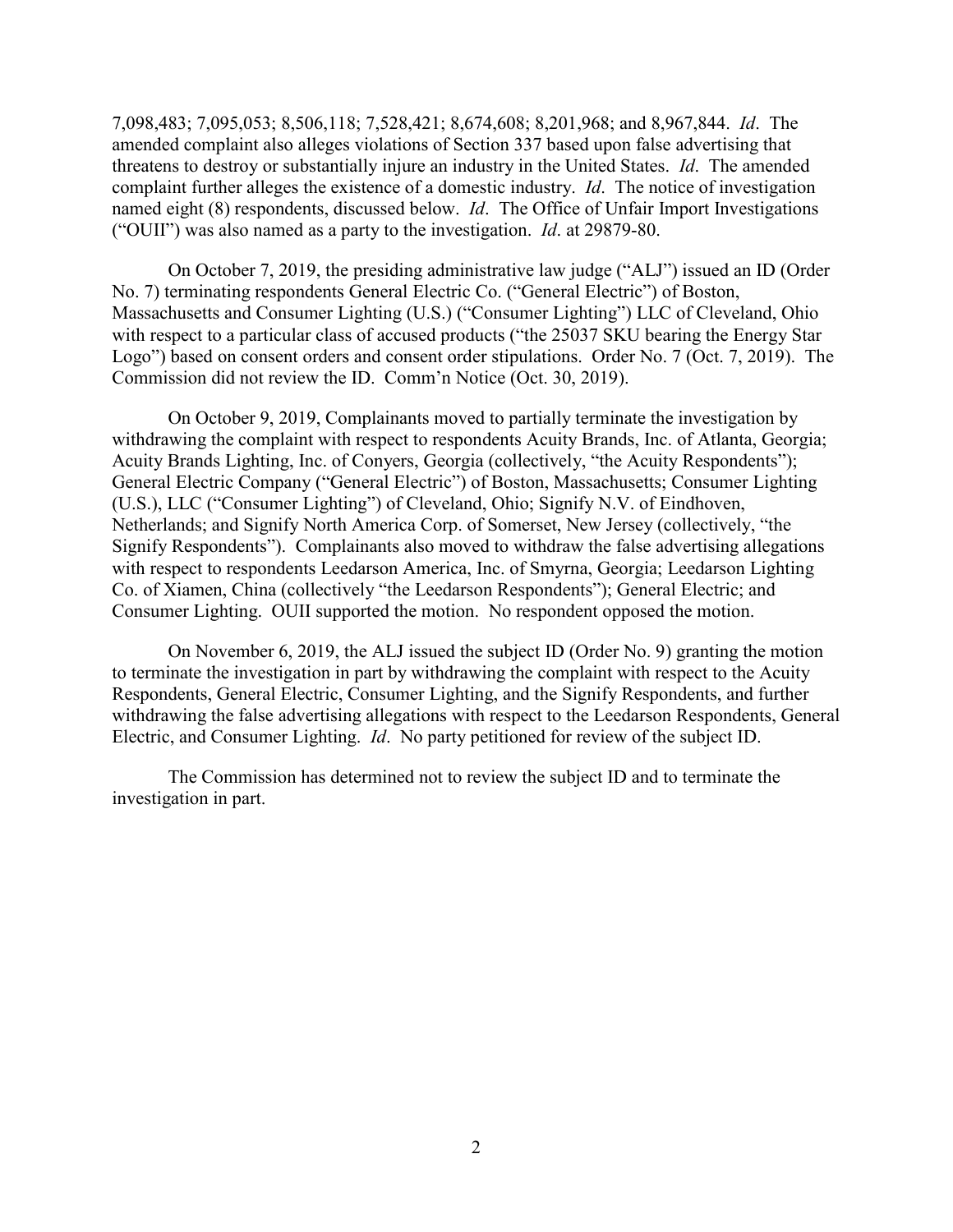7,098,483; 7,095,053; 8,506,118; 7,528,421; 8,674,608; 8,201,968; and 8,967,844. *Id*. The amended complaint also alleges violations of Section 337 based upon false advertising that threatens to destroy or substantially injure an industry in the United States. *Id*. The amended complaint further alleges the existence of a domestic industry. *Id*. The notice of investigation named eight (8) respondents, discussed below. *Id*. The Office of Unfair Import Investigations ("OUII") was also named as a party to the investigation. *Id*. at 29879-80.

On October 7, 2019, the presiding administrative law judge ("ALJ") issued an ID (Order No. 7) terminating respondents General Electric Co. ("General Electric") of Boston, Massachusetts and Consumer Lighting (U.S.) ("Consumer Lighting") LLC of Cleveland, Ohio with respect to a particular class of accused products ("the 25037 SKU bearing the Energy Star Logo") based on consent orders and consent order stipulations. Order No. 7 (Oct. 7, 2019). The Commission did not review the ID. Comm'n Notice (Oct. 30, 2019).

On October 9, 2019, Complainants moved to partially terminate the investigation by withdrawing the complaint with respect to respondents Acuity Brands, Inc. of Atlanta, Georgia; Acuity Brands Lighting, Inc. of Conyers, Georgia (collectively, "the Acuity Respondents"); General Electric Company ("General Electric") of Boston, Massachusetts; Consumer Lighting (U.S.), LLC ("Consumer Lighting") of Cleveland, Ohio; Signify N.V. of Eindhoven, Netherlands; and Signify North America Corp. of Somerset, New Jersey (collectively, "the Signify Respondents"). Complainants also moved to withdraw the false advertising allegations with respect to respondents Leedarson America, Inc. of Smyrna, Georgia; Leedarson Lighting Co. of Xiamen, China (collectively "the Leedarson Respondents"); General Electric; and Consumer Lighting. OUII supported the motion. No respondent opposed the motion.

On November 6, 2019, the ALJ issued the subject ID (Order No. 9) granting the motion to terminate the investigation in part by withdrawing the complaint with respect to the Acuity Respondents, General Electric, Consumer Lighting, and the Signify Respondents, and further withdrawing the false advertising allegations with respect to the Leedarson Respondents, General Electric, and Consumer Lighting. *Id*. No party petitioned for review of the subject ID.

The Commission has determined not to review the subject ID and to terminate the investigation in part.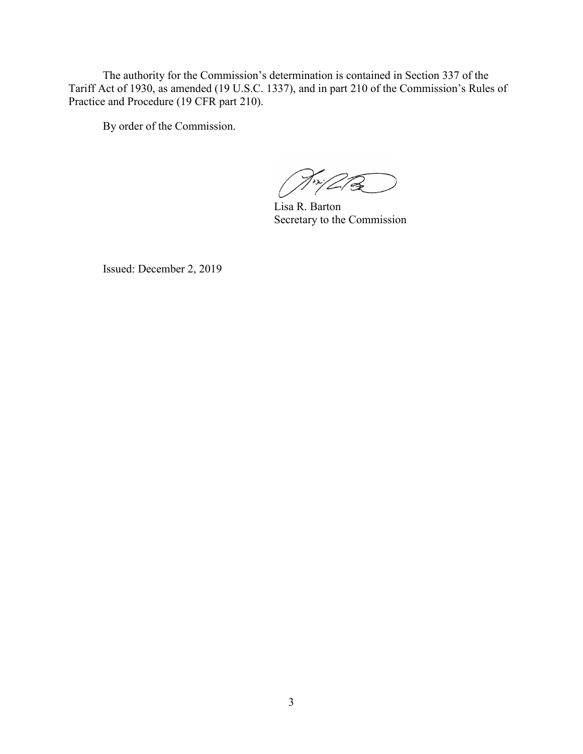The authority for the Commission's determination is contained in Section 337 of the Tariff Act of 1930, as amended (19 U.S.C. 1337), and in part 210 of the Commission's Rules of Practice and Procedure (19 CFR part 210).

By order of the Commission.

Lisa R. Barton
Secretary to the Commission

Issued: December 2, 2019